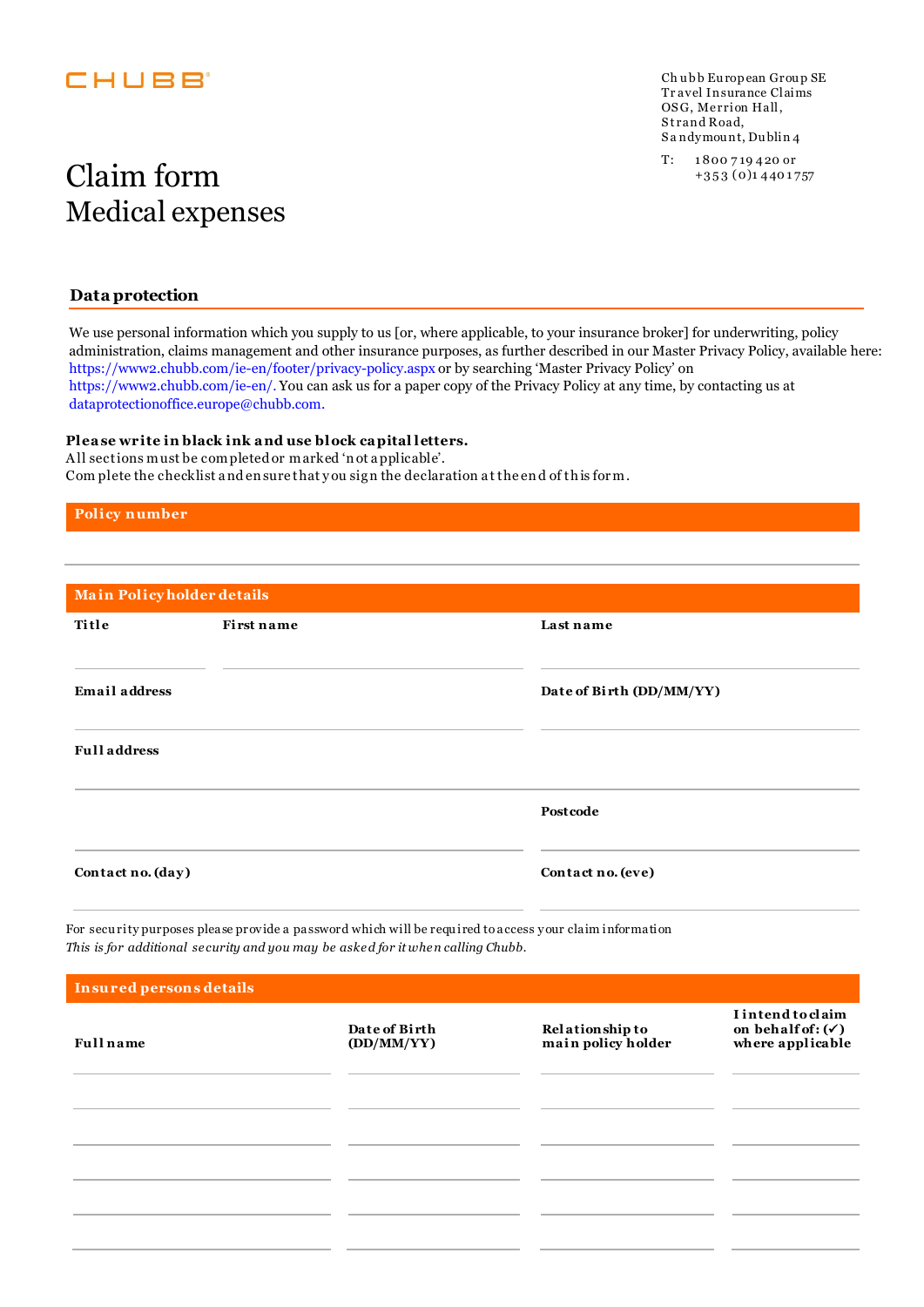CHUBB

Chubb European Group SE
Travel Insurance Claims
OSG, Merrion Hall,
Strand Road,
Sandymount, Dublin 4

T: 1800 719 420 or
+353 (0)1 4401757

# Claim form
## Medical expenses

### Data protection

We use personal information which you supply to us [or, where applicable, to your insurance broker] for underwriting, policy administration, claims management and other insurance purposes, as further described in our Master Privacy Policy, available here: https://www2.chubb.com/ie-en/footer/privacy-policy.aspx or by searching 'Master Privacy Policy' on https://www2.chubb.com/ie-en/. You can ask us for a paper copy of the Privacy Policy at any time, by contacting us at dataprotectionoffice.europe@chubb.com.

**Please write in black ink and use block capital letters.**
All sections must be completed or marked 'not applicable'.
Complete the checklist and ensure that you sign the declaration at the end of this form.

### Policy number

### Main Policyholder details

| Title | First name | Last name |
|---|---|---|
| | | |

| Email address | Date of Birth (DD/MM/YY) |
|---|---|
| | |

| Full address | |
|---|---|
| | |
| | Postcode |

| Contact no. (day) | Contact no. (eve) |
|---|---|
| | |

For security purposes please provide a password which will be required to access your claim information
*This is for additional security and you may be asked for it when calling Chubb.*

### Insured persons details

| Full name | Date of Birth (DD/MM/YY) | Relationship to main policy holder | I intend to claim on behalf of: (✓) where applicable |
|---|---|---|---|
| | | | |
| | | | |
| | | | |
| | | | |
| | | | |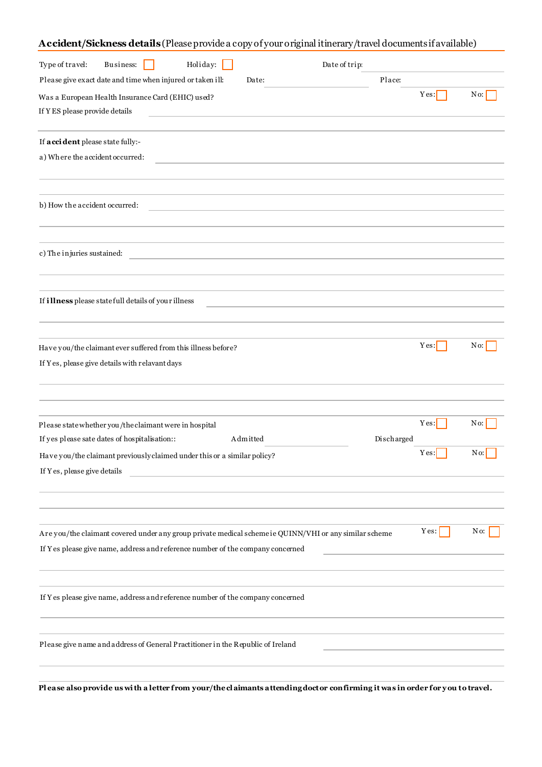## **Accident/Sickness details** (Please provide a copy of your original itinerary/travel documents if available)

Type of travel: Business: ☐ Holiday: ☐ Date of trip:

Please give exact date and time when injured or taken ill: Date: Place:

Was a European Health Insurance Card (EHIC) used? Yes: ☐ No: ☐

If YES please provide details

If **accident** please state fully:-

a) Where the accident occurred:

b) How the accident occurred:

c) The injuries sustained:

If **illness** please state full details of your illness

Have you/the claimant ever suffered from this illness before? Yes: ☐ No: ☐

If Yes, please give details with relavant days

Please state whether you/the claimant were in hospital Yes: ☐ No: ☐

If yes please sate dates of hospitalisation:: Admitted Discharged

Have you/the claimant previously claimed under this or a similar policy? Yes: ☐ No: ☐

If Yes, please give details

Are you/the claimant covered under any group private medical scheme ie QUINN/VHI or any similar scheme Yes: ☐ No: ☐

If Yes please give name, address and reference number of the company concerned

If Yes please give name, address and reference number of the company concerned

Please give name and address of General Practitioner in the Republic of Ireland

**Please also provide us with a letter from your/the claimants attending doctor confirming it was in order for you to travel.**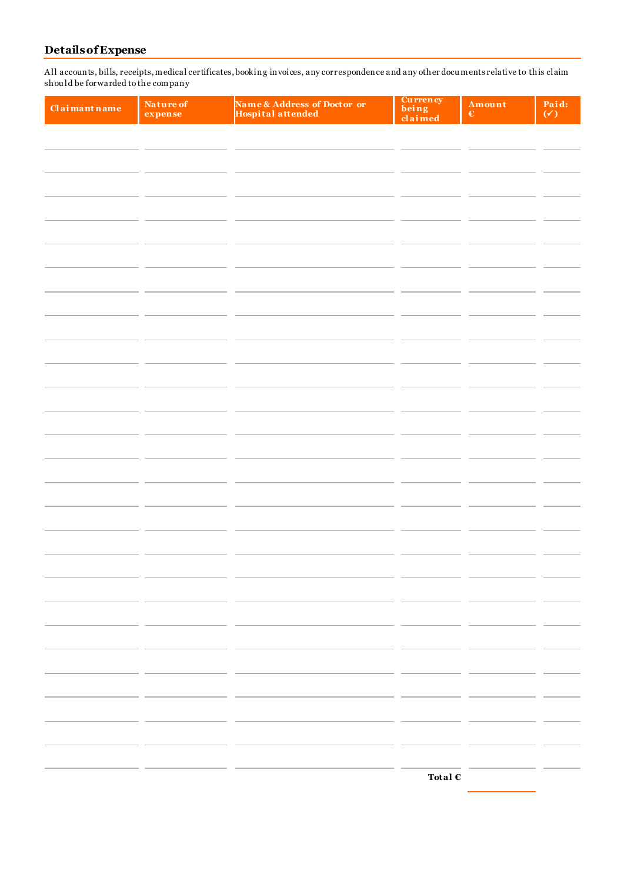## Details of Expense

All accounts, bills, receipts, medical certificates, booking invoices, any correspondence and any other documents relative to this claim should be forwarded to the company

| Claimant name | Nature of expense | Name & Address of Doctor or Hospital attended | Currency being claimed | Amount € | Paid: (✓) |
|---|---|---|---|---|---|
| | | | | | |
| | | | | | |
| | | | | | |
| | | | | | |
| | | | | | |
| | | | | | |
| | | | | | |
| | | | | | |
| | | | | | |
| | | | | | |
| | | | | | |
| | | | | | |
| | | | | | |
| | | | | | |
| | | | | | |
| | | | | | |
| | | | | | |
| | | | | | |
| | | | | | |
| | | | | | |
| | | | | | |
| | | | | | |
| | | | | | |
| | | | | | |
| | | | | | |
| | | | | | |
| | | | | | |
| | | | Total € | | |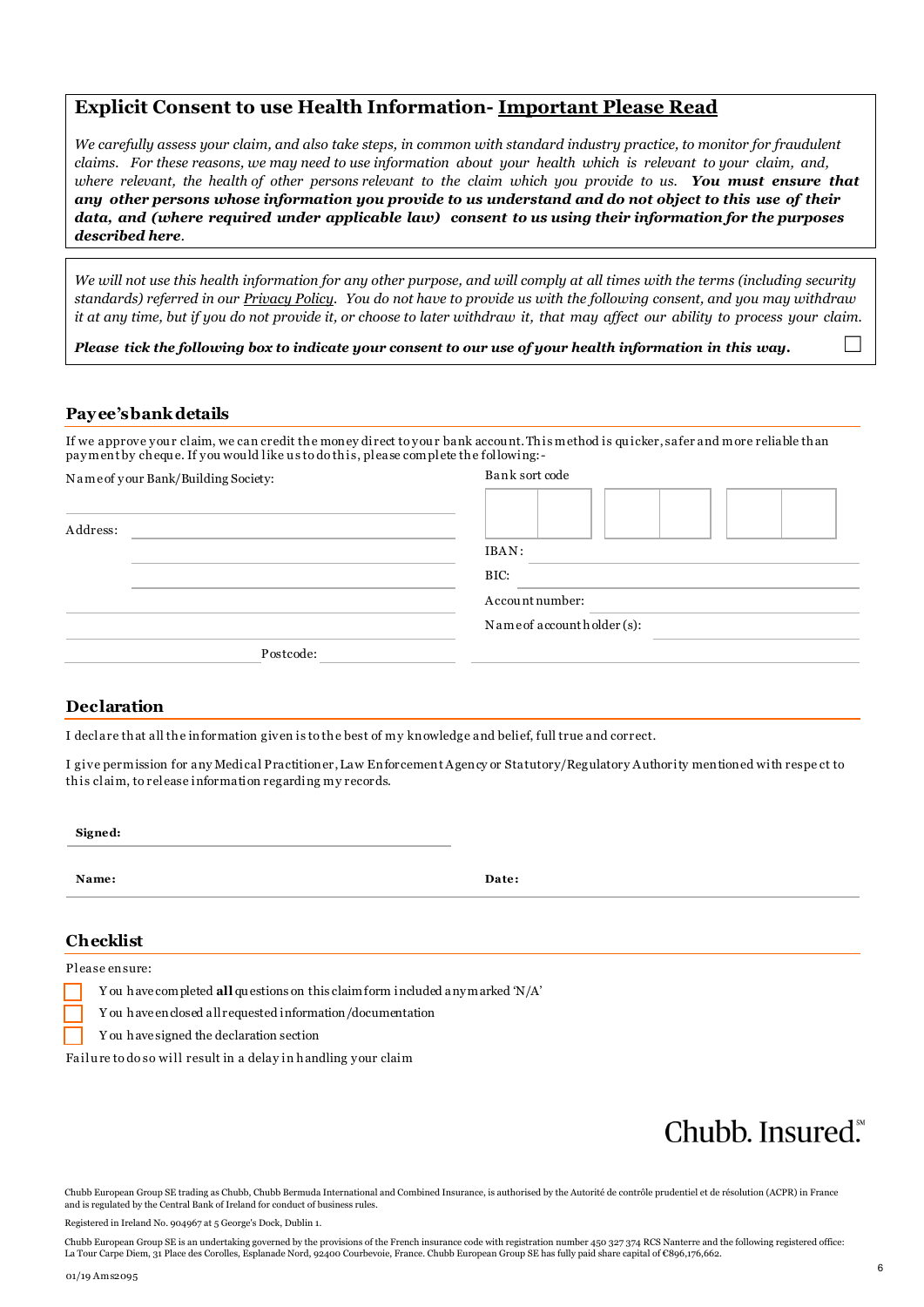## Explicit Consent to use Health Information- Important Please Read

*We carefully assess your claim, and also take steps, in common with standard industry practice, to monitor for fraudulent claims. For these reasons, we may need to use information about your health which is relevant to your claim, and, where relevant, the health of other persons relevant to the claim which you provide to us.* ***You must ensure that any other persons whose information you provide to us understand and do not object to this use of their data, and (where required under applicable law) consent to us using their information for the purposes described here.***

*We will not use this health information for any other purpose, and will comply at all times with the terms (including security standards) referred in our Privacy Policy. You do not have to provide us with the following consent, and you may withdraw it at any time, but if you do not provide it, or choose to later withdraw it, that may affect our ability to process your claim.*

***Please tick the following box to indicate your consent to our use of your health information in this way.*** ☐

## Payee's bank details

If we approve your claim, we can credit the money direct to your bank account. This method is quicker, safer and more reliable than payment by cheque. If you would like us to do this, please complete the following:-

Name of your Bank/Building Society:

Address:

Postcode:

Bank sort code

IBAN:

BIC:

Account number:

Name of account holder(s):

## Declaration

I declare that all the information given is to the best of my knowledge and belief, full true and correct.

I give permission for any Medical Practitioner, Law Enforcement Agency or Statutory/Regulatory Authority mentioned with respect to this claim, to release information regarding my records.

**Signed:**

**Name:**

**Date:**

## Checklist

Please ensure:

- ☐ You have completed **all** questions on this claim form included any marked 'N/A'
- ☐ You have enclosed all requested information/documentation
- ☐ You have signed the declaration section

Failure to do so will result in a delay in handling your claim

Chubb. Insured.℠

Chubb European Group SE trading as Chubb, Chubb Bermuda International and Combined Insurance, is authorised by the Autorité de contrôle prudentiel et de résolution (ACPR) in France and is regulated by the Central Bank of Ireland for conduct of business rules.

Registered in Ireland No. 904967 at 5 George's Dock, Dublin 1.

Chubb European Group SE is an undertaking governed by the provisions of the French insurance code with registration number 450 327 374 RCS Nanterre and the following registered office: La Tour Carpe Diem, 31 Place des Corolles, Esplanade Nord, 92400 Courbevoie, France. Chubb European Group SE has fully paid share capital of €896,176,662.

01/19 Ams2095